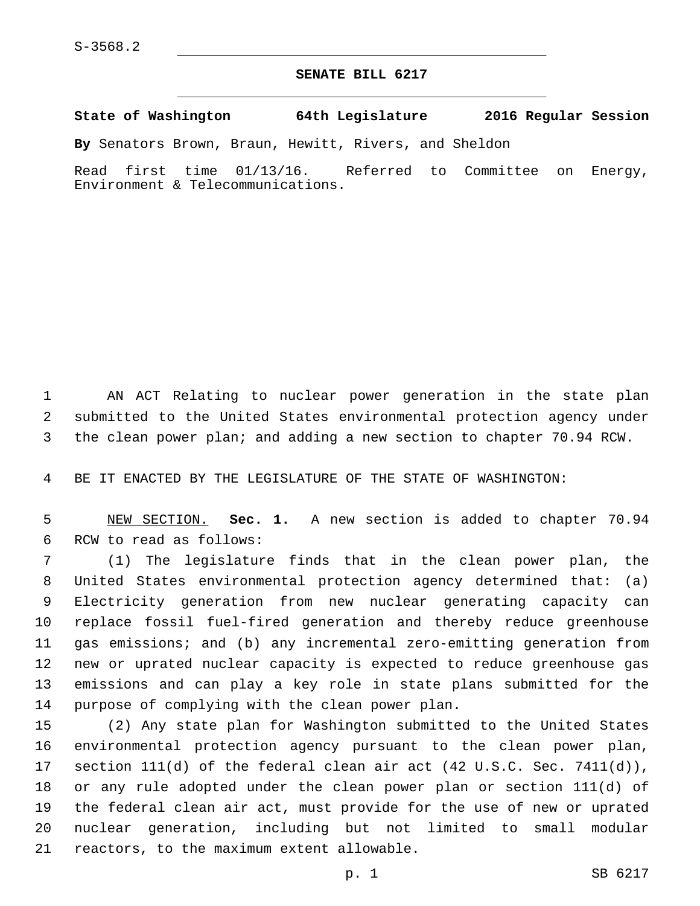S-3568.2

# SENATE BILL 6217

**State of Washington 64th Legislature 2016 Regular Session**

**By** Senators Brown, Braun, Hewitt, Rivers, and Sheldon

Read first time 01/13/16. Referred to Committee on Energy, Environment & Telecommunications.

AN ACT Relating to nuclear power generation in the state plan submitted to the United States environmental protection agency under the clean power plan; and adding a new section to chapter 70.94 RCW.

BE IT ENACTED BY THE LEGISLATURE OF THE STATE OF WASHINGTON:

NEW SECTION. **Sec. 1.** A new section is added to chapter 70.94 RCW to read as follows:

(1) The legislature finds that in the clean power plan, the United States environmental protection agency determined that: (a) Electricity generation from new nuclear generating capacity can replace fossil fuel-fired generation and thereby reduce greenhouse gas emissions; and (b) any incremental zero-emitting generation from new or uprated nuclear capacity is expected to reduce greenhouse gas emissions and can play a key role in state plans submitted for the purpose of complying with the clean power plan.

(2) Any state plan for Washington submitted to the United States environmental protection agency pursuant to the clean power plan, section 111(d) of the federal clean air act (42 U.S.C. Sec. 7411(d)), or any rule adopted under the clean power plan or section 111(d) of the federal clean air act, must provide for the use of new or uprated nuclear generation, including but not limited to small modular reactors, to the maximum extent allowable.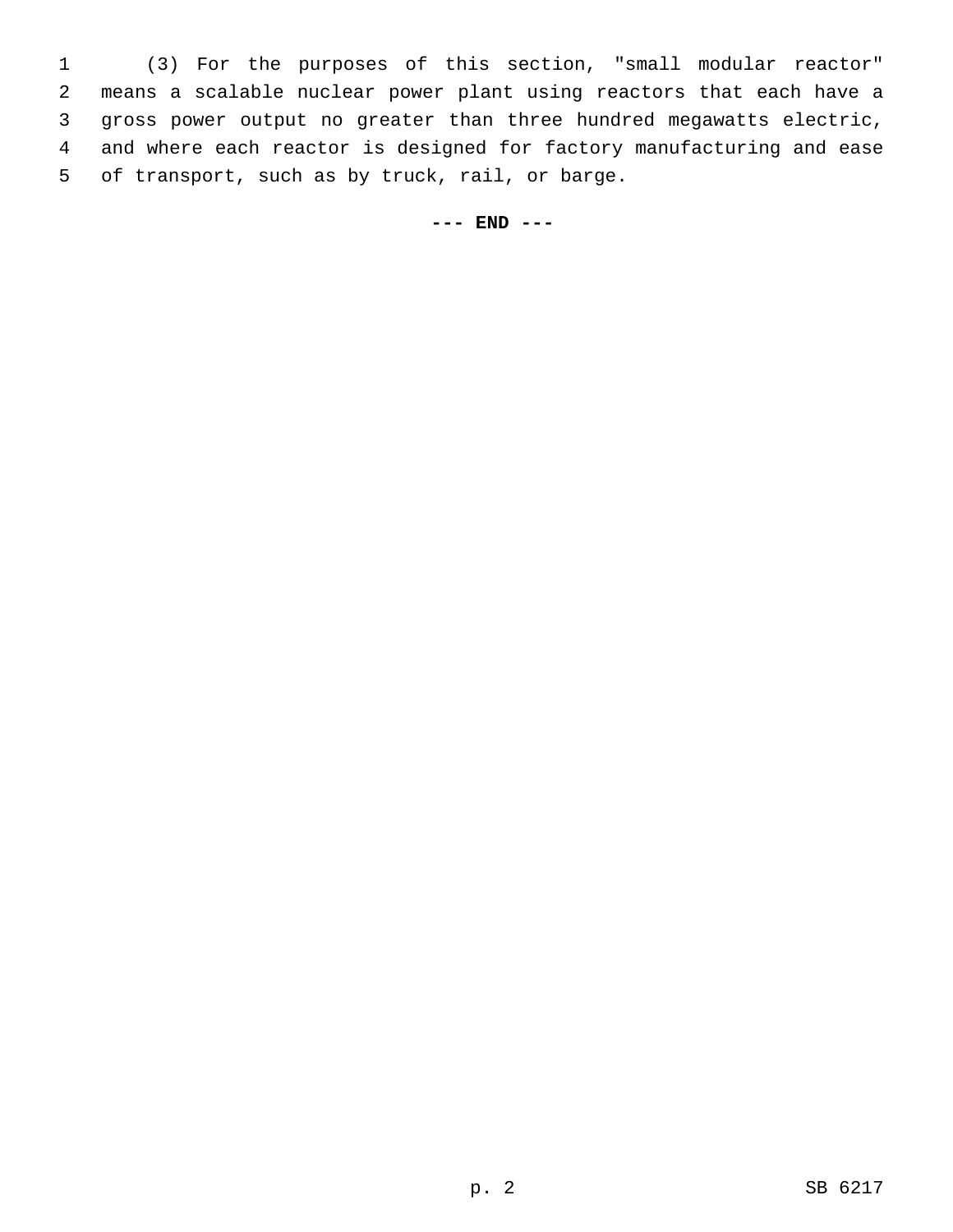(3) For the purposes of this section, "small modular reactor" means a scalable nuclear power plant using reactors that each have a gross power output no greater than three hundred megawatts electric, and where each reactor is designed for factory manufacturing and ease of transport, such as by truck, rail, or barge.

**--- END ---**